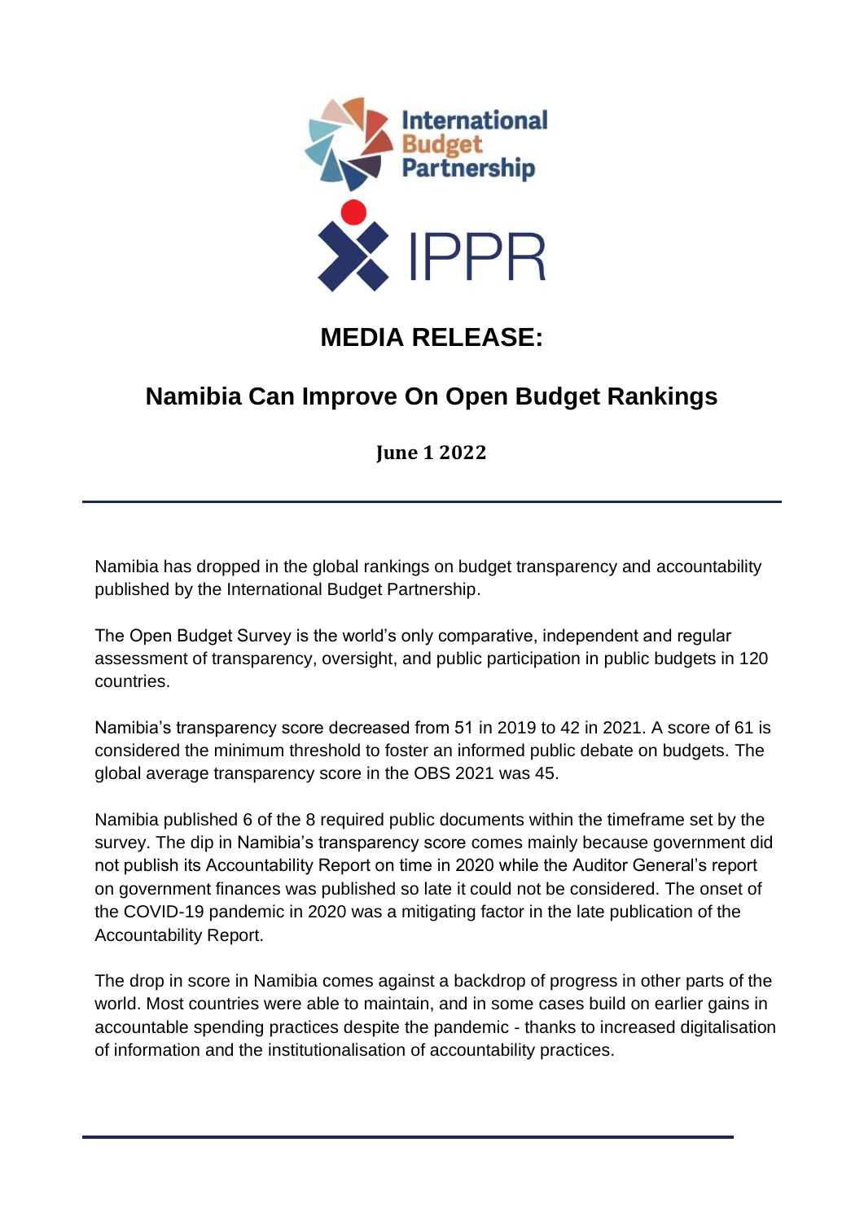International Budget Partnership

IPPR

# MEDIA RELEASE:

## Namibia Can Improve On Open Budget Rankings

**June 1 2022**

Namibia has dropped in the global rankings on budget transparency and accountability published by the International Budget Partnership.

The Open Budget Survey is the world's only comparative, independent and regular assessment of transparency, oversight, and public participation in public budgets in 120 countries.

Namibia's transparency score decreased from 51 in 2019 to 42 in 2021. A score of 61 is considered the minimum threshold to foster an informed public debate on budgets. The global average transparency score in the OBS 2021 was 45.

Namibia published 6 of the 8 required public documents within the timeframe set by the survey. The dip in Namibia's transparency score comes mainly because government did not publish its Accountability Report on time in 2020 while the Auditor General's report on government finances was published so late it could not be considered. The onset of the COVID-19 pandemic in 2020 was a mitigating factor in the late publication of the Accountability Report.

The drop in score in Namibia comes against a backdrop of progress in other parts of the world. Most countries were able to maintain, and in some cases build on earlier gains in accountable spending practices despite the pandemic - thanks to increased digitalisation of information and the institutionalisation of accountability practices.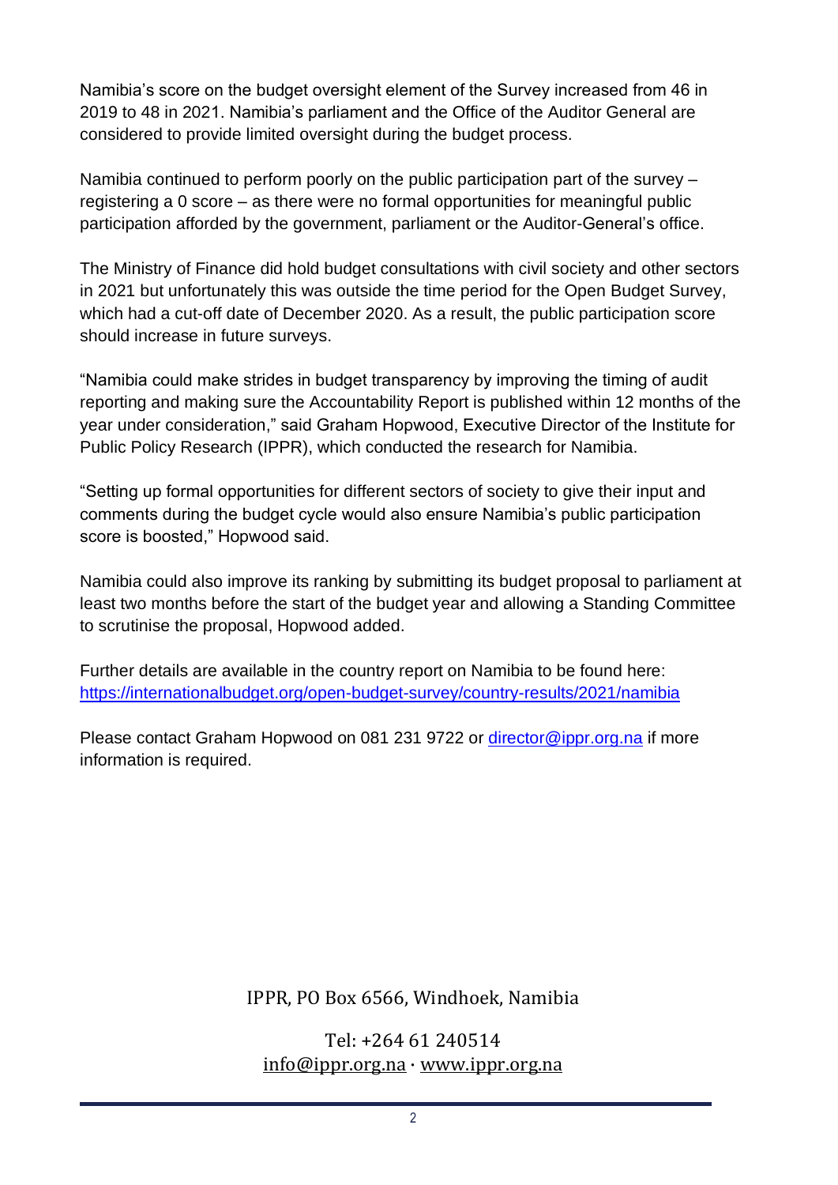Namibia's score on the budget oversight element of the Survey increased from 46 in 2019 to 48 in 2021. Namibia's parliament and the Office of the Auditor General are considered to provide limited oversight during the budget process.

Namibia continued to perform poorly on the public participation part of the survey – registering a 0 score – as there were no formal opportunities for meaningful public participation afforded by the government, parliament or the Auditor-General's office.

The Ministry of Finance did hold budget consultations with civil society and other sectors in 2021 but unfortunately this was outside the time period for the Open Budget Survey, which had a cut-off date of December 2020. As a result, the public participation score should increase in future surveys.

"Namibia could make strides in budget transparency by improving the timing of audit reporting and making sure the Accountability Report is published within 12 months of the year under consideration," said Graham Hopwood, Executive Director of the Institute for Public Policy Research (IPPR), which conducted the research for Namibia.

"Setting up formal opportunities for different sectors of society to give their input and comments during the budget cycle would also ensure Namibia's public participation score is boosted," Hopwood said.

Namibia could also improve its ranking by submitting its budget proposal to parliament at least two months before the start of the budget year and allowing a Standing Committee to scrutinise the proposal, Hopwood added.

Further details are available in the country report on Namibia to be found here: [https://internationalbudget.org/open-budget-survey/country-results/2021/namibia](https://internationalbudget.org/open-budget-survey/country-results/2021/namibia)

Please contact Graham Hopwood on 081 231 9722 or [director@ippr.org.na](mailto:director@ippr.org.na) if more information is required.

IPPR, PO Box 6566, Windhoek, Namibia

Tel: +264 61 240514
[info@ippr.org.na](mailto:info@ippr.org.na) · [www.ippr.org.na](http://www.ippr.org.na)